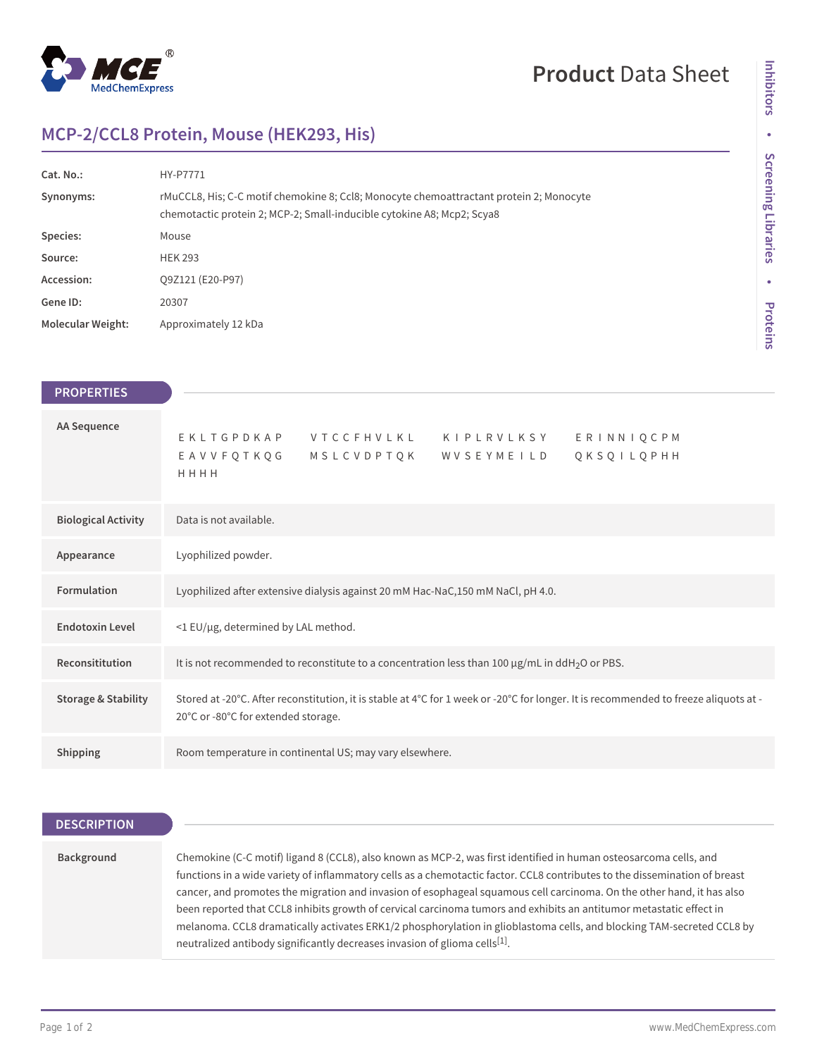# MCP-2/CCL8 Protein, Mouse (HEK293, His)

Product Data Sheet

| | |
|---|---|
| **Cat. No.:** | HY-P7771 |
| **Synonyms:** | rMuCCL8, His; C-C motif chemokine 8; Ccl8; Monocyte chemoattractant protein 2; Monocyte chemotactic protein 2; MCP-2; Small-inducible cytokine A8; Mcp2; Scya8 |
| **Species:** | Mouse |
| **Source:** | HEK 293 |
| **Accession:** | Q9Z121 (E20-P97) |
| **Gene ID:** | 20307 |
| **Molecular Weight:** | Approximately 12 kDa |

## PROPERTIES

| | |
|---|---|
| **AA Sequence** | EKLTGPDKAP VTCCFHVLKL KIPLRVLKSY ERINNIQCPM EAVVFQTKQG MSLCVDPTQK WVSEYMEILD QKSQILQPHH HHHH |
| **Biological Activity** | Data is not available. |
| **Appearance** | Lyophilized powder. |
| **Formulation** | Lyophilized after extensive dialysis against 20 mM Hac-NaC,150 mM NaCl, pH 4.0. |
| **Endotoxin Level** | <1 EU/μg, determined by LAL method. |
| **Reconsititution** | It is not recommended to reconstitute to a concentration less than 100 μg/mL in $ddH_2O$ or PBS. |
| **Storage & Stability** | Stored at -20°C. After reconstitution, it is stable at 4°C for 1 week or -20°C for longer. It is recommended to freeze aliquots at -20°C or -80°C for extended storage. |
| **Shipping** | Room temperature in continental US; may vary elsewhere. |

## DESCRIPTION

| | |
|---|---|
| **Background** | Chemokine (C-C motif) ligand 8 (CCL8), also known as MCP-2, was first identified in human osteosarcoma cells, and functions in a wide variety of inflammatory cells as a chemotactic factor. CCL8 contributes to the dissemination of breast cancer, and promotes the migration and invasion of esophageal squamous cell carcinoma. On the other hand, it has also been reported that CCL8 inhibits growth of cervical carcinoma tumors and exhibits an antitumor metastatic effect in melanoma. CCL8 dramatically activates ERK1/2 phosphorylation in glioblastoma cells, and blocking TAM-secreted CCL8 by neutralized antibody significantly decreases invasion of glioma cells[1]. |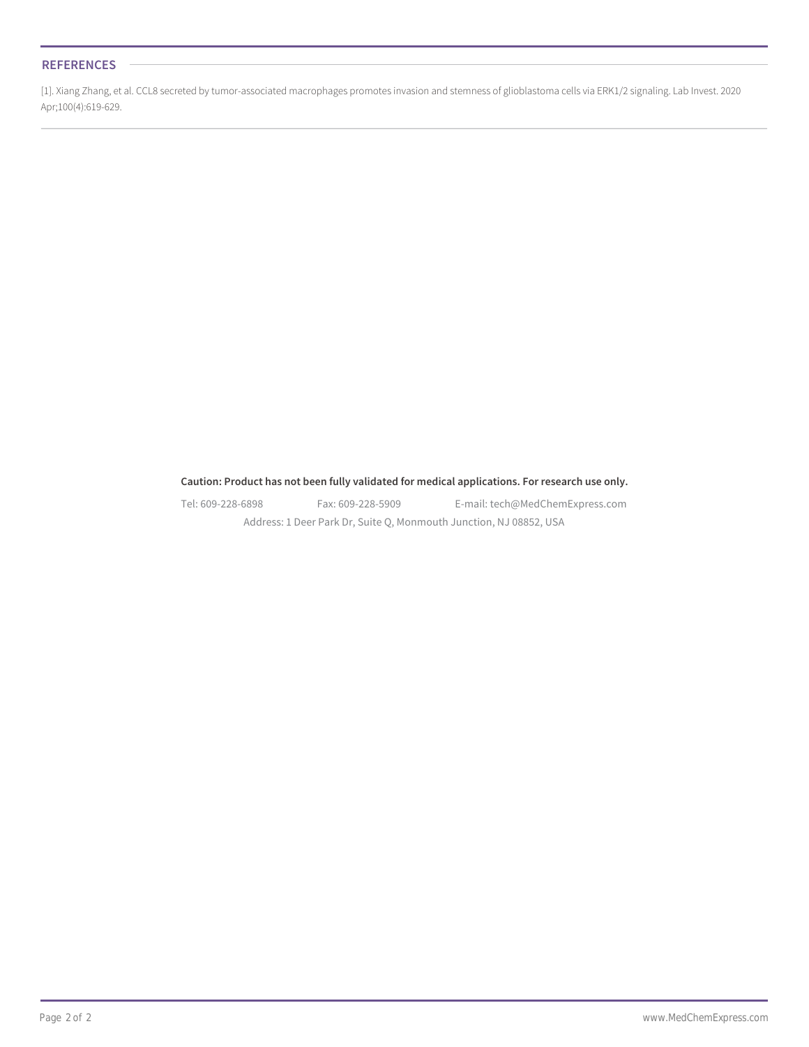## REFERENCES

[1]. Xiang Zhang, et al. CCL8 secreted by tumor-associated macrophages promotes invasion and stemness of glioblastoma cells via ERK1/2 signaling. Lab Invest. 2020 Apr;100(4):619-629.

**Caution: Product has not been fully validated for medical applications. For research use only.**

Tel: 609-228-6898    Fax: 609-228-5909    E-mail: tech@MedChemExpress.com

Address: 1 Deer Park Dr, Suite Q, Monmouth Junction, NJ 08852, USA